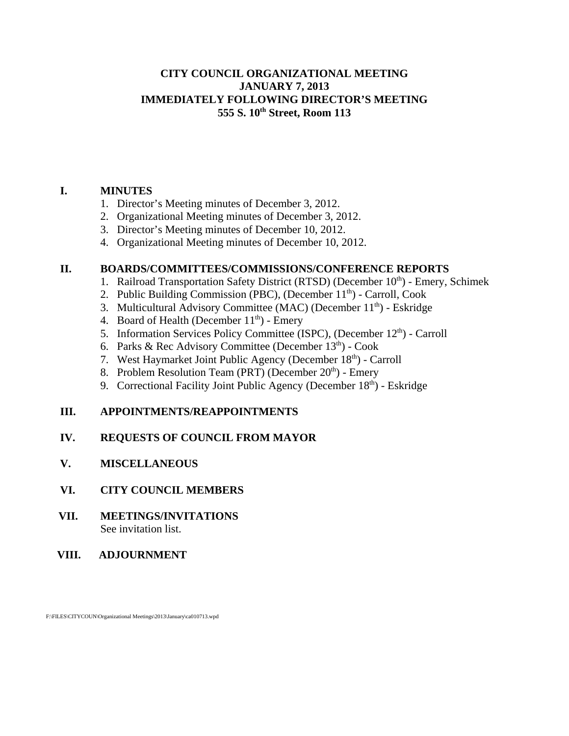# CITY COUNCIL ORGANIZATIONAL MEETING
# JANUARY 7, 2013
# IMMEDIATELY FOLLOWING DIRECTOR'S MEETING
# 555 S. 10th Street, Room 113

## I. MINUTES

1. Director's Meeting minutes of December 3, 2012.
2. Organizational Meeting minutes of December 3, 2012.
3. Director's Meeting minutes of December 10, 2012.
4. Organizational Meeting minutes of December 10, 2012.

## II. BOARDS/COMMITTEES/COMMISSIONS/CONFERENCE REPORTS

1. Railroad Transportation Safety District (RTSD) (December 10th) - Emery, Schimek
2. Public Building Commission (PBC), (December 11th) - Carroll, Cook
3. Multicultural Advisory Committee (MAC) (December 11th) - Eskridge
4. Board of Health (December 11th) - Emery
5. Information Services Policy Committee (ISPC), (December 12th) - Carroll
6. Parks & Rec Advisory Committee (December 13th) - Cook
7. West Haymarket Joint Public Agency (December 18th) - Carroll
8. Problem Resolution Team (PRT) (December 20th) - Emery
9. Correctional Facility Joint Public Agency (December 18th) - Eskridge

## III. APPOINTMENTS/REAPPOINTMENTS

## IV. REQUESTS OF COUNCIL FROM MAYOR

## V. MISCELLANEOUS

## VI. CITY COUNCIL MEMBERS

## VII. MEETINGS/INVITATIONS

See invitation list.

## VIII. ADJOURNMENT

F:\FILES\CITYCOUN\Organizational Meetings\2013\January\ca010713.wpd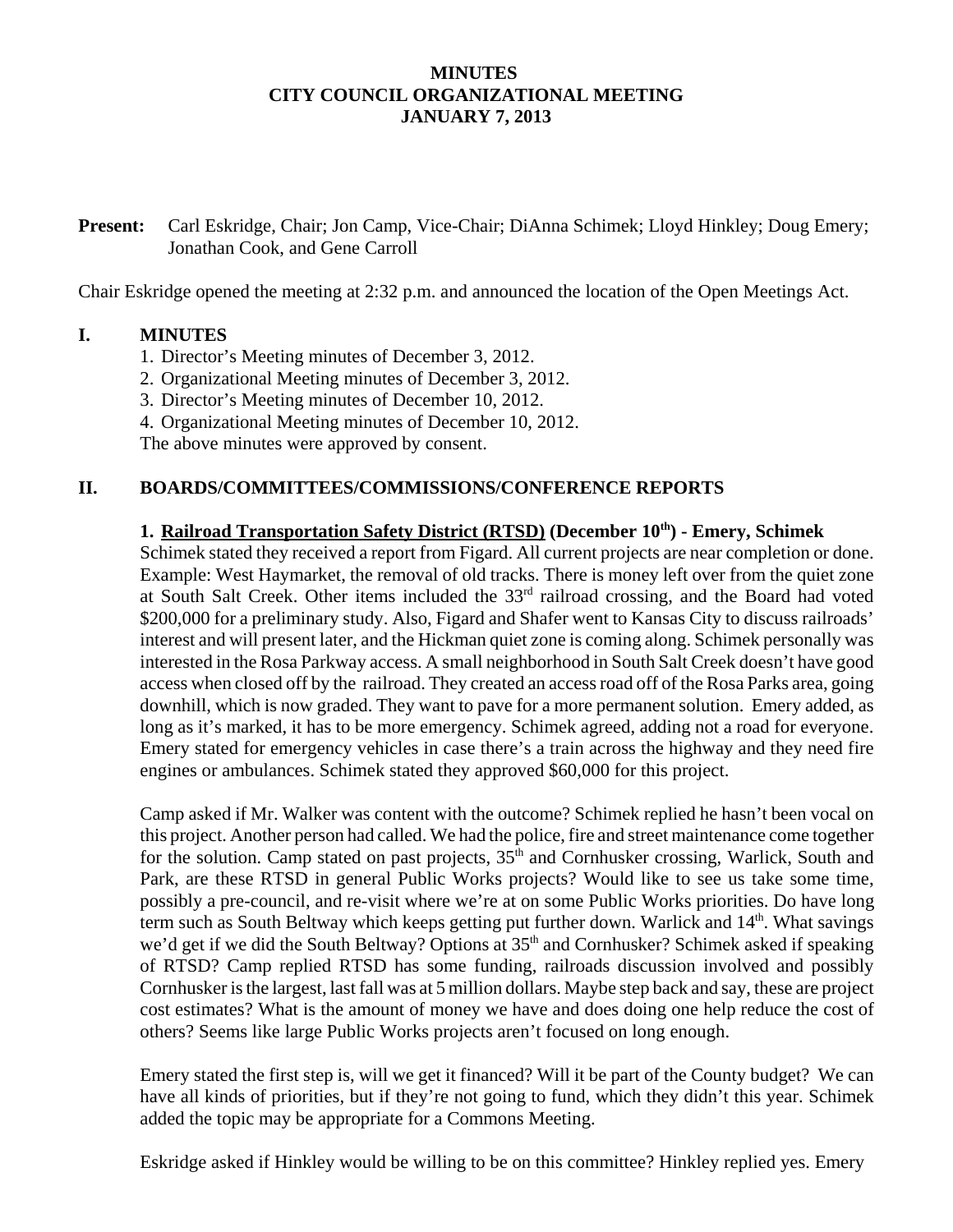# MINUTES
# CITY COUNCIL ORGANIZATIONAL MEETING
# JANUARY 7, 2013

**Present:** Carl Eskridge, Chair; Jon Camp, Vice-Chair; DiAnna Schimek; Lloyd Hinkley; Doug Emery; Jonathan Cook, and Gene Carroll

Chair Eskridge opened the meeting at 2:32 p.m. and announced the location of the Open Meetings Act.

## I. MINUTES

1. Director's Meeting minutes of December 3, 2012.
2. Organizational Meeting minutes of December 3, 2012.
3. Director's Meeting minutes of December 10, 2012.
4. Organizational Meeting minutes of December 10, 2012.

The above minutes were approved by consent.

## II. BOARDS/COMMITTEES/COMMISSIONS/CONFERENCE REPORTS

**1. Railroad Transportation Safety District (RTSD) (December 10th) - Emery, Schimek**

Schimek stated they received a report from Figard. All current projects are near completion or done. Example: West Haymarket, the removal of old tracks. There is money left over from the quiet zone at South Salt Creek. Other items included the 33rd railroad crossing, and the Board had voted $200,000 for a preliminary study. Also, Figard and Shafer went to Kansas City to discuss railroads' interest and will present later, and the Hickman quiet zone is coming along. Schimek personally was interested in the Rosa Parkway access. A small neighborhood in South Salt Creek doesn't have good access when closed off by the railroad. They created an access road off of the Rosa Parks area, going downhill, which is now graded. They want to pave for a more permanent solution. Emery added, as long as it's marked, it has to be more emergency. Schimek agreed, adding not a road for everyone. Emery stated for emergency vehicles in case there's a train across the highway and they need fire engines or ambulances. Schimek stated they approved $60,000 for this project.

Camp asked if Mr. Walker was content with the outcome? Schimek replied he hasn't been vocal on this project. Another person had called. We had the police, fire and street maintenance come together for the solution. Camp stated on past projects, 35th and Cornhusker crossing, Warlick, South and Park, are these RTSD in general Public Works projects? Would like to see us take some time, possibly a pre-council, and re-visit where we're at on some Public Works priorities. Do have long term such as South Beltway which keeps getting put further down. Warlick and 14th. What savings we'd get if we did the South Beltway? Options at 35th and Cornhusker? Schimek asked if speaking of RTSD? Camp replied RTSD has some funding, railroads discussion involved and possibly Cornhusker is the largest, last fall was at 5 million dollars. Maybe step back and say, these are project cost estimates? What is the amount of money we have and does doing one help reduce the cost of others? Seems like large Public Works projects aren't focused on long enough.

Emery stated the first step is, will we get it financed? Will it be part of the County budget? We can have all kinds of priorities, but if they're not going to fund, which they didn't this year. Schimek added the topic may be appropriate for a Commons Meeting.

Eskridge asked if Hinkley would be willing to be on this committee? Hinkley replied yes. Emery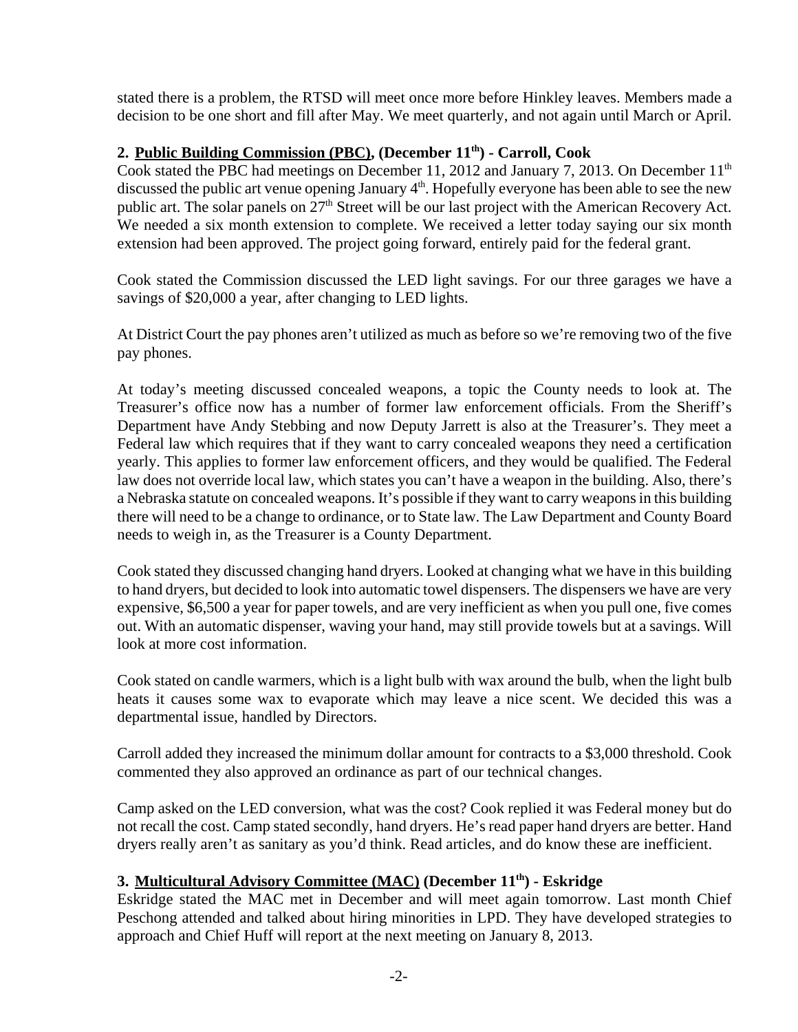stated there is a problem, the RTSD will meet once more before Hinkley leaves. Members made a decision to be one short and fill after May. We meet quarterly, and not again until March or April.

**2. <u>Public Building Commission (PBC)</u>, (December 11th) - Carroll, Cook**

Cook stated the PBC had meetings on December 11, 2012 and January 7, 2013. On December 11th discussed the public art venue opening January 4th. Hopefully everyone has been able to see the new public art. The solar panels on 27th Street will be our last project with the American Recovery Act. We needed a six month extension to complete. We received a letter today saying our six month extension had been approved. The project going forward, entirely paid for the federal grant.

Cook stated the Commission discussed the LED light savings. For our three garages we have a savings of $20,000 a year, after changing to LED lights.

At District Court the pay phones aren't utilized as much as before so we're removing two of the five pay phones.

At today's meeting discussed concealed weapons, a topic the County needs to look at. The Treasurer's office now has a number of former law enforcement officials. From the Sheriff's Department have Andy Stebbing and now Deputy Jarrett is also at the Treasurer's. They meet a Federal law which requires that if they want to carry concealed weapons they need a certification yearly. This applies to former law enforcement officers, and they would be qualified. The Federal law does not override local law, which states you can't have a weapon in the building. Also, there's a Nebraska statute on concealed weapons. It's possible if they want to carry weapons in this building there will need to be a change to ordinance, or to State law. The Law Department and County Board needs to weigh in, as the Treasurer is a County Department.

Cook stated they discussed changing hand dryers. Looked at changing what we have in this building to hand dryers, but decided to look into automatic towel dispensers. The dispensers we have are very expensive, $6,500 a year for paper towels, and are very inefficient as when you pull one, five comes out. With an automatic dispenser, waving your hand, may still provide towels but at a savings. Will look at more cost information.

Cook stated on candle warmers, which is a light bulb with wax around the bulb, when the light bulb heats it causes some wax to evaporate which may leave a nice scent. We decided this was a departmental issue, handled by Directors.

Carroll added they increased the minimum dollar amount for contracts to a $3,000 threshold. Cook commented they also approved an ordinance as part of our technical changes.

Camp asked on the LED conversion, what was the cost? Cook replied it was Federal money but do not recall the cost. Camp stated secondly, hand dryers. He's read paper hand dryers are better. Hand dryers really aren't as sanitary as you'd think. Read articles, and do know these are inefficient.

**3. <u>Multicultural Advisory Committee (MAC)</u> (December 11th) - Eskridge**

Eskridge stated the MAC met in December and will meet again tomorrow. Last month Chief Peschong attended and talked about hiring minorities in LPD. They have developed strategies to approach and Chief Huff will report at the next meeting on January 8, 2013.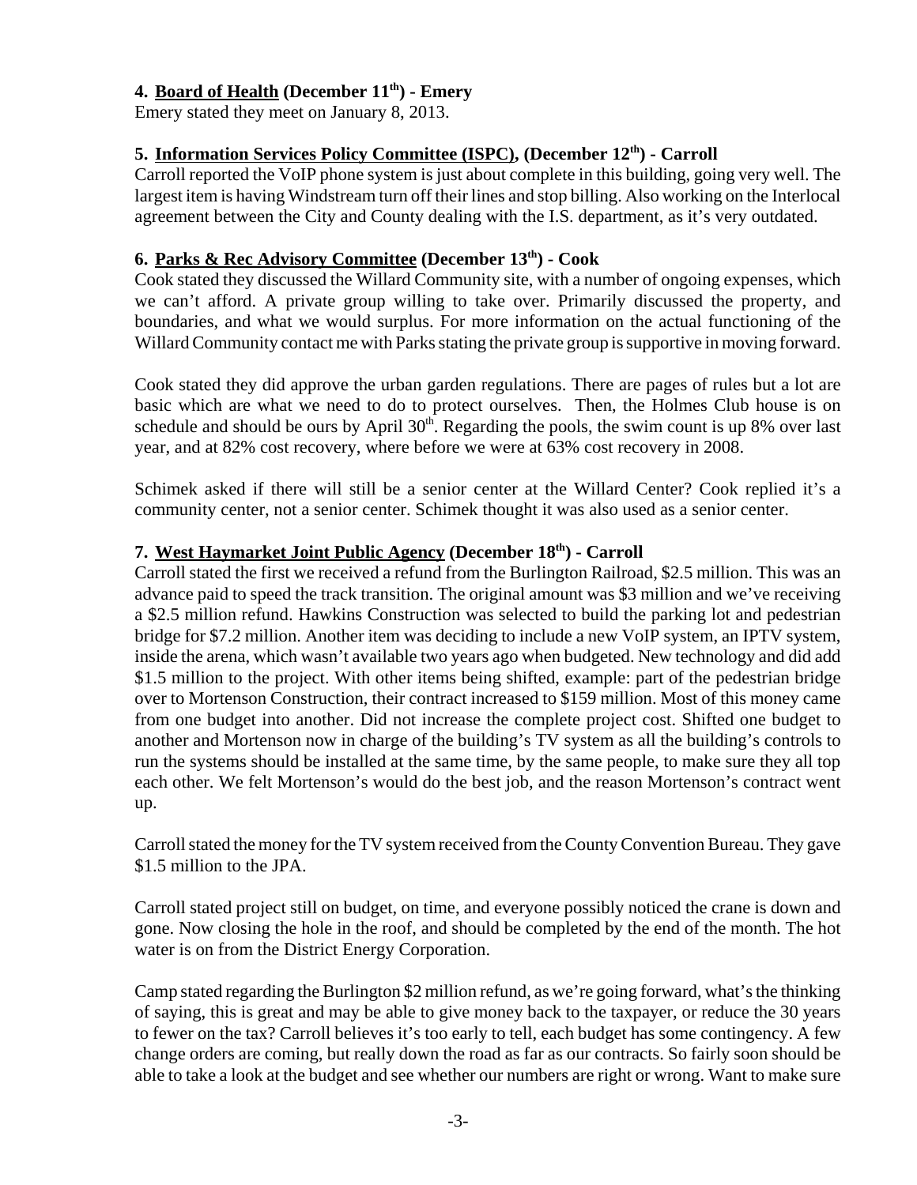**4. Board of Health (December 11th) - Emery**

Emery stated they meet on January 8, 2013.

**5. Information Services Policy Committee (ISPC), (December 12th) - Carroll**

Carroll reported the VoIP phone system is just about complete in this building, going very well. The largest item is having Windstream turn off their lines and stop billing. Also working on the Interlocal agreement between the City and County dealing with the I.S. department, as it's very outdated.

**6. Parks & Rec Advisory Committee (December 13th) - Cook**

Cook stated they discussed the Willard Community site, with a number of ongoing expenses, which we can't afford. A private group willing to take over. Primarily discussed the property, and boundaries, and what we would surplus. For more information on the actual functioning of the Willard Community contact me with Parks stating the private group is supportive in moving forward.

Cook stated they did approve the urban garden regulations. There are pages of rules but a lot are basic which are what we need to do to protect ourselves. Then, the Holmes Club house is on schedule and should be ours by April 30th. Regarding the pools, the swim count is up 8% over last year, and at 82% cost recovery, where before we were at 63% cost recovery in 2008.

Schimek asked if there will still be a senior center at the Willard Center? Cook replied it's a community center, not a senior center. Schimek thought it was also used as a senior center.

**7. West Haymarket Joint Public Agency (December 18th) - Carroll**

Carroll stated the first we received a refund from the Burlington Railroad, $2.5 million. This was an advance paid to speed the track transition. The original amount was $3 million and we've receiving a $2.5 million refund. Hawkins Construction was selected to build the parking lot and pedestrian bridge for $7.2 million. Another item was deciding to include a new VoIP system, an IPTV system, inside the arena, which wasn't available two years ago when budgeted. New technology and did add $1.5 million to the project. With other items being shifted, example: part of the pedestrian bridge over to Mortenson Construction, their contract increased to $159 million. Most of this money came from one budget into another. Did not increase the complete project cost. Shifted one budget to another and Mortenson now in charge of the building's TV system as all the building's controls to run the systems should be installed at the same time, by the same people, to make sure they all top each other. We felt Mortenson's would do the best job, and the reason Mortenson's contract went up.

Carroll stated the money for the TV system received from the County Convention Bureau. They gave $1.5 million to the JPA.

Carroll stated project still on budget, on time, and everyone possibly noticed the crane is down and gone. Now closing the hole in the roof, and should be completed by the end of the month. The hot water is on from the District Energy Corporation.

Camp stated regarding the Burlington $2 million refund, as we're going forward, what's the thinking of saying, this is great and may be able to give money back to the taxpayer, or reduce the 30 years to fewer on the tax? Carroll believes it's too early to tell, each budget has some contingency. A few change orders are coming, but really down the road as far as our contracts. So fairly soon should be able to take a look at the budget and see whether our numbers are right or wrong. Want to make sure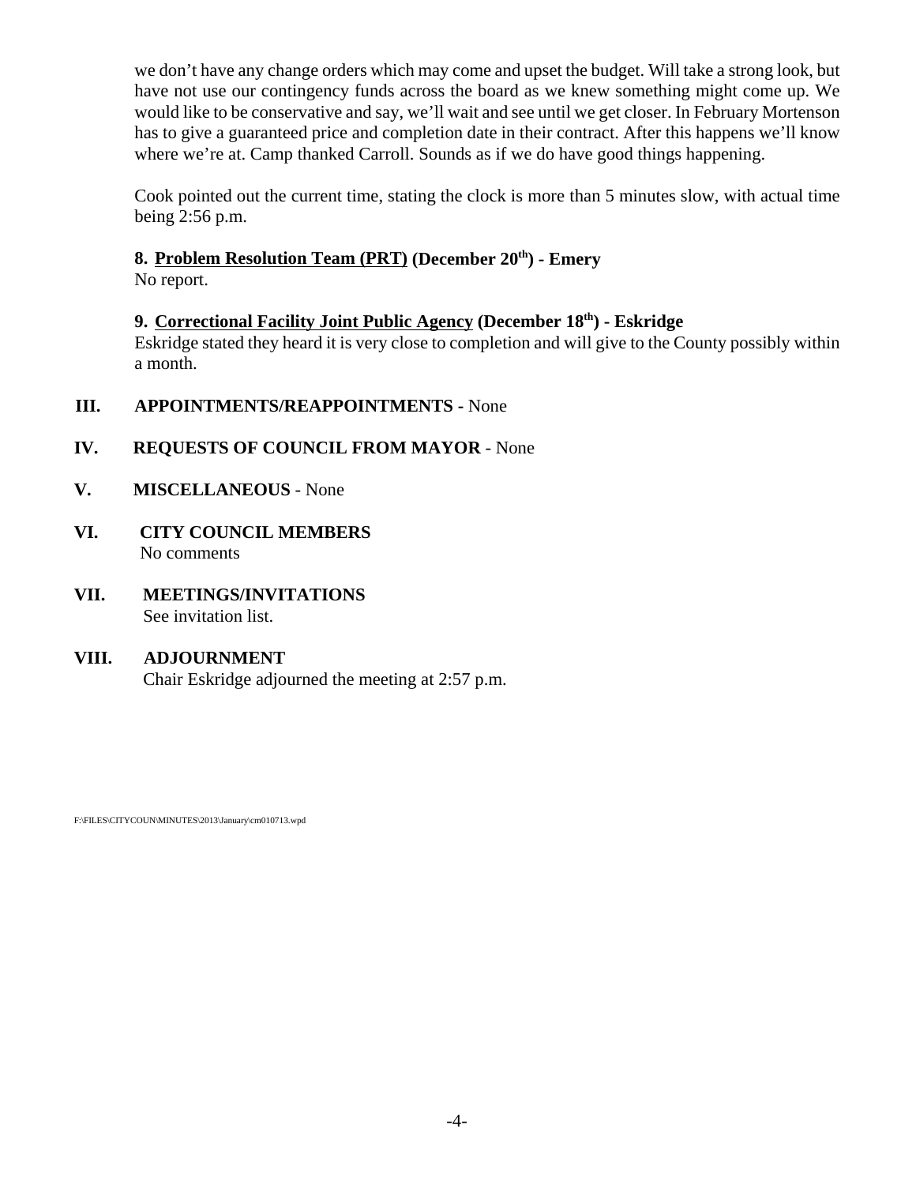we don't have any change orders which may come and upset the budget. Will take a strong look, but have not use our contingency funds across the board as we knew something might come up. We would like to be conservative and say, we'll wait and see until we get closer. In February Mortenson has to give a guaranteed price and completion date in their contract. After this happens we'll know where we're at. Camp thanked Carroll. Sounds as if we do have good things happening.

Cook pointed out the current time, stating the clock is more than 5 minutes slow, with actual time being 2:56 p.m.

**8. <u>Problem Resolution Team (PRT)</u> (December 20th) - Emery**
No report.

**9. <u>Correctional Facility Joint Public Agency</u> (December 18th) - Eskridge**
Eskridge stated they heard it is very close to completion and will give to the County possibly within a month.

**III. APPOINTMENTS/REAPPOINTMENTS -** None

**IV. REQUESTS OF COUNCIL FROM MAYOR** - None

**V. MISCELLANEOUS** - None

**VI. CITY COUNCIL MEMBERS**
No comments

**VII. MEETINGS/INVITATIONS**
See invitation list.

**VIII. ADJOURNMENT**
Chair Eskridge adjourned the meeting at 2:57 p.m.

F:\FILES\CITYCOUN\MINUTES\2013\January\cm010713.wpd